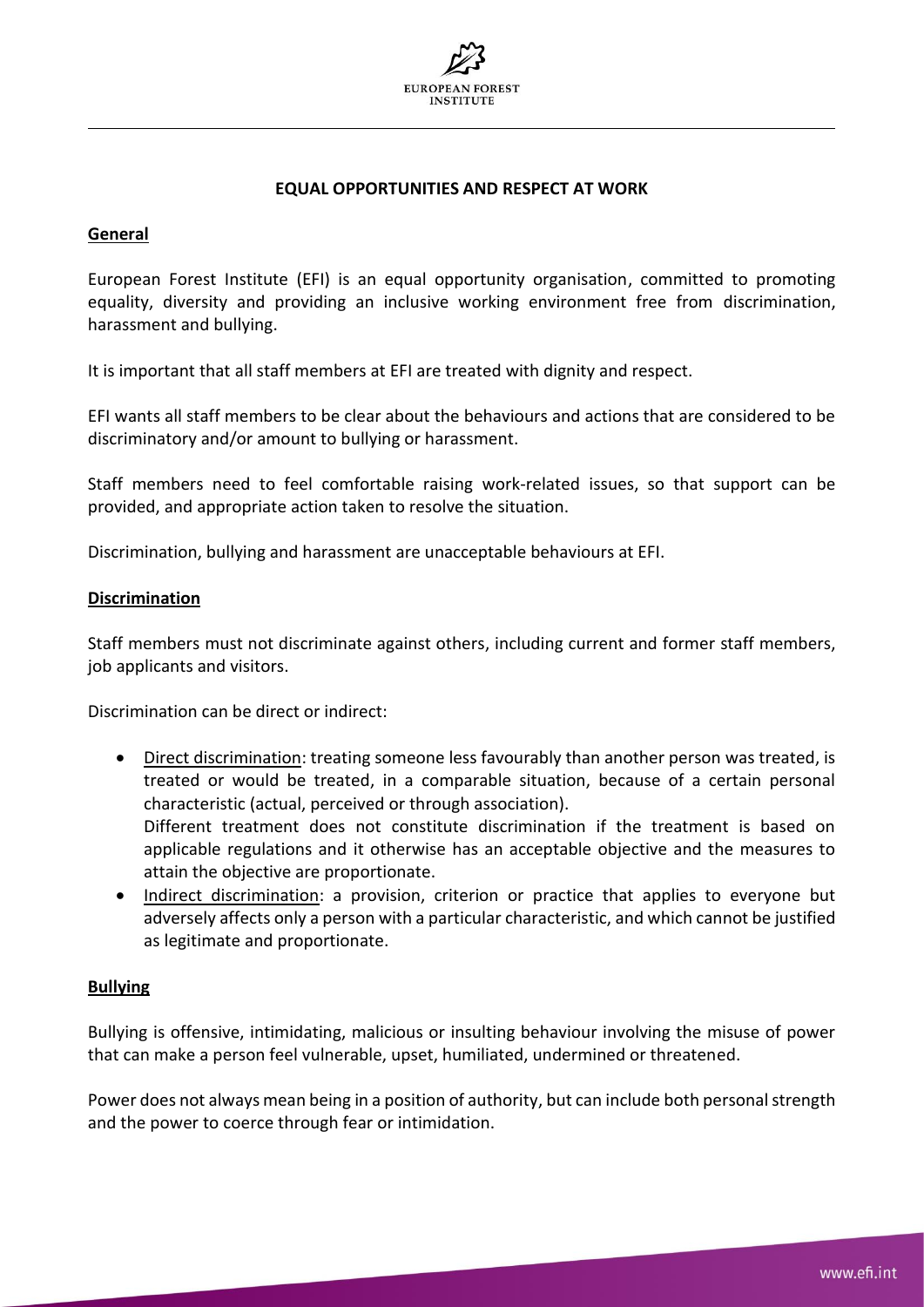# EQUAL OPPORTUNITIES AND RESPECT AT WORK

## General

European Forest Institute (EFI) is an equal opportunity organisation, committed to promoting equality, diversity and providing an inclusive working environment free from discrimination, harassment and bullying.

It is important that all staff members at EFI are treated with dignity and respect.

EFI wants all staff members to be clear about the behaviours and actions that are considered to be discriminatory and/or amount to bullying or harassment.

Staff members need to feel comfortable raising work-related issues, so that support can be provided, and appropriate action taken to resolve the situation.

Discrimination, bullying and harassment are unacceptable behaviours at EFI.

## Discrimination

Staff members must not discriminate against others, including current and former staff members, job applicants and visitors.

Discrimination can be direct or indirect:

- Direct discrimination: treating someone less favourably than another person was treated, is treated or would be treated, in a comparable situation, because of a certain personal characteristic (actual, perceived or through association).
  Different treatment does not constitute discrimination if the treatment is based on applicable regulations and it otherwise has an acceptable objective and the measures to attain the objective are proportionate.
- Indirect discrimination: a provision, criterion or practice that applies to everyone but adversely affects only a person with a particular characteristic, and which cannot be justified as legitimate and proportionate.

## Bullying

Bullying is offensive, intimidating, malicious or insulting behaviour involving the misuse of power that can make a person feel vulnerable, upset, humiliated, undermined or threatened.

Power does not always mean being in a position of authority, but can include both personal strength and the power to coerce through fear or intimidation.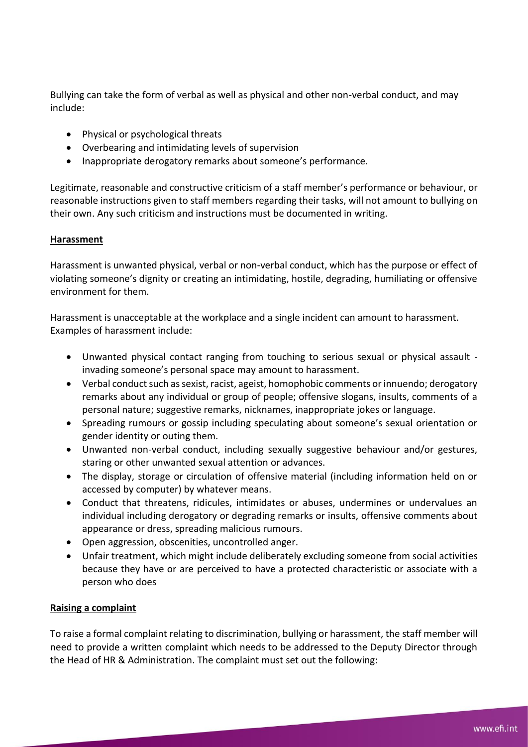Bullying can take the form of verbal as well as physical and other non-verbal conduct, and may include:

- Physical or psychological threats
- Overbearing and intimidating levels of supervision
- Inappropriate derogatory remarks about someone's performance.

Legitimate, reasonable and constructive criticism of a staff member's performance or behaviour, or reasonable instructions given to staff members regarding their tasks, will not amount to bullying on their own. Any such criticism and instructions must be documented in writing.

**Harassment**

Harassment is unwanted physical, verbal or non-verbal conduct, which has the purpose or effect of violating someone's dignity or creating an intimidating, hostile, degrading, humiliating or offensive environment for them.

Harassment is unacceptable at the workplace and a single incident can amount to harassment. Examples of harassment include:

- Unwanted physical contact ranging from touching to serious sexual or physical assault - invading someone's personal space may amount to harassment.
- Verbal conduct such as sexist, racist, ageist, homophobic comments or innuendo; derogatory remarks about any individual or group of people; offensive slogans, insults, comments of a personal nature; suggestive remarks, nicknames, inappropriate jokes or language.
- Spreading rumours or gossip including speculating about someone's sexual orientation or gender identity or outing them.
- Unwanted non-verbal conduct, including sexually suggestive behaviour and/or gestures, staring or other unwanted sexual attention or advances.
- The display, storage or circulation of offensive material (including information held on or accessed by computer) by whatever means.
- Conduct that threatens, ridicules, intimidates or abuses, undermines or undervalues an individual including derogatory or degrading remarks or insults, offensive comments about appearance or dress, spreading malicious rumours.
- Open aggression, obscenities, uncontrolled anger.
- Unfair treatment, which might include deliberately excluding someone from social activities because they have or are perceived to have a protected characteristic or associate with a person who does

**Raising a complaint**

To raise a formal complaint relating to discrimination, bullying or harassment, the staff member will need to provide a written complaint which needs to be addressed to the Deputy Director through the Head of HR & Administration. The complaint must set out the following: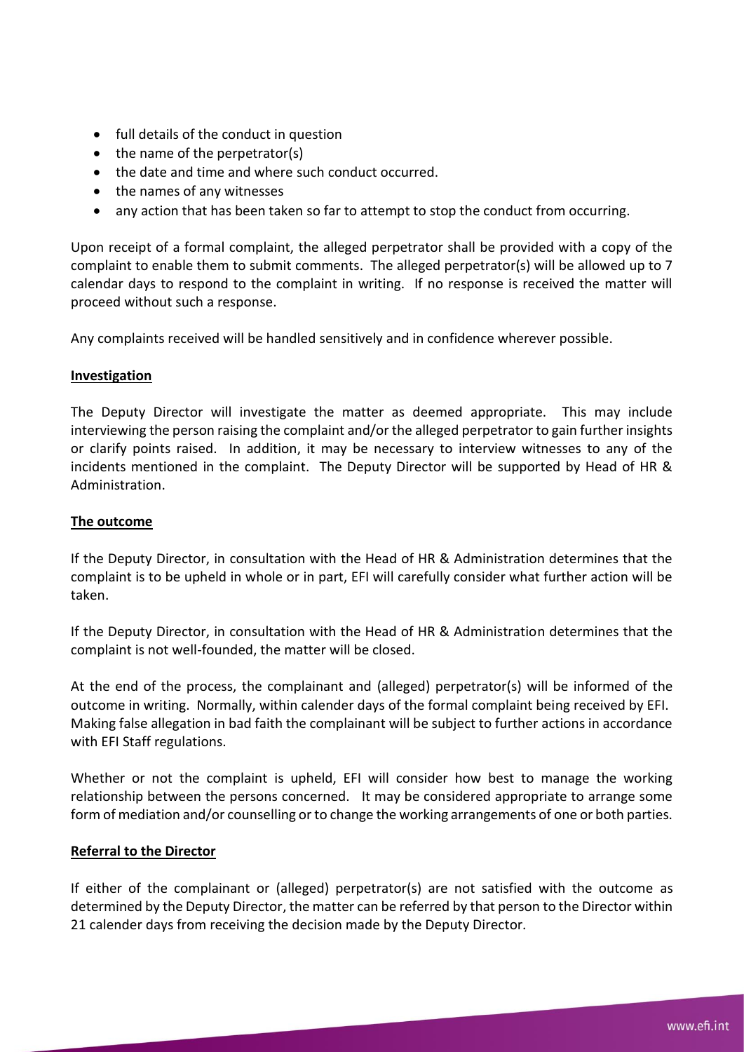- full details of the conduct in question
- the name of the perpetrator(s)
- the date and time and where such conduct occurred.
- the names of any witnesses
- any action that has been taken so far to attempt to stop the conduct from occurring.

Upon receipt of a formal complaint, the alleged perpetrator shall be provided with a copy of the complaint to enable them to submit comments. The alleged perpetrator(s) will be allowed up to 7 calendar days to respond to the complaint in writing. If no response is received the matter will proceed without such a response.

Any complaints received will be handled sensitively and in confidence wherever possible.

**Investigation**

The Deputy Director will investigate the matter as deemed appropriate. This may include interviewing the person raising the complaint and/or the alleged perpetrator to gain further insights or clarify points raised. In addition, it may be necessary to interview witnesses to any of the incidents mentioned in the complaint. The Deputy Director will be supported by Head of HR & Administration.

**The outcome**

If the Deputy Director, in consultation with the Head of HR & Administration determines that the complaint is to be upheld in whole or in part, EFI will carefully consider what further action will be taken.

If the Deputy Director, in consultation with the Head of HR & Administration determines that the complaint is not well-founded, the matter will be closed.

At the end of the process, the complainant and (alleged) perpetrator(s) will be informed of the outcome in writing. Normally, within calender days of the formal complaint being received by EFI. Making false allegation in bad faith the complainant will be subject to further actions in accordance with EFI Staff regulations.

Whether or not the complaint is upheld, EFI will consider how best to manage the working relationship between the persons concerned. It may be considered appropriate to arrange some form of mediation and/or counselling or to change the working arrangements of one or both parties.

**Referral to the Director**

If either of the complainant or (alleged) perpetrator(s) are not satisfied with the outcome as determined by the Deputy Director, the matter can be referred by that person to the Director within 21 calender days from receiving the decision made by the Deputy Director.